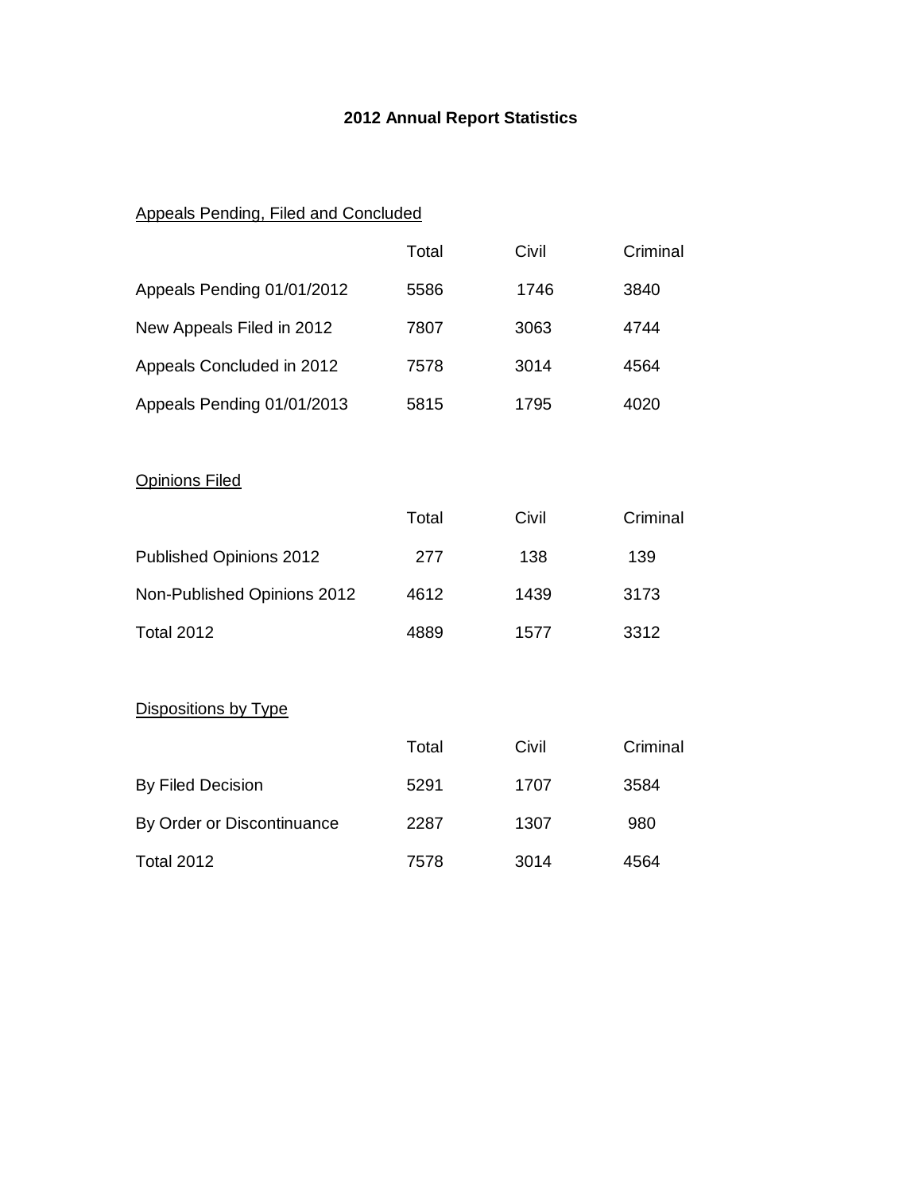# 2012 Annual Report Statistics

## Appeals Pending, Filed and Concluded

| | Total | Civil | Criminal |
|---|---|---|---|
| Appeals Pending 01/01/2012 | 5586 | 1746 | 3840 |
| New Appeals Filed in 2012 | 7807 | 3063 | 4744 |
| Appeals Concluded in 2012 | 7578 | 3014 | 4564 |
| Appeals Pending 01/01/2013 | 5815 | 1795 | 4020 |

## Opinions Filed

| | Total | Civil | Criminal |
|---|---|---|---|
| Published Opinions 2012 | 277 | 138 | 139 |
| Non-Published Opinions 2012 | 4612 | 1439 | 3173 |
| Total 2012 | 4889 | 1577 | 3312 |

## Dispositions by Type

| | Total | Civil | Criminal |
|---|---|---|---|
| By Filed Decision | 5291 | 1707 | 3584 |
| By Order or Discontinuance | 2287 | 1307 | 980 |
| Total 2012 | 7578 | 3014 | 4564 |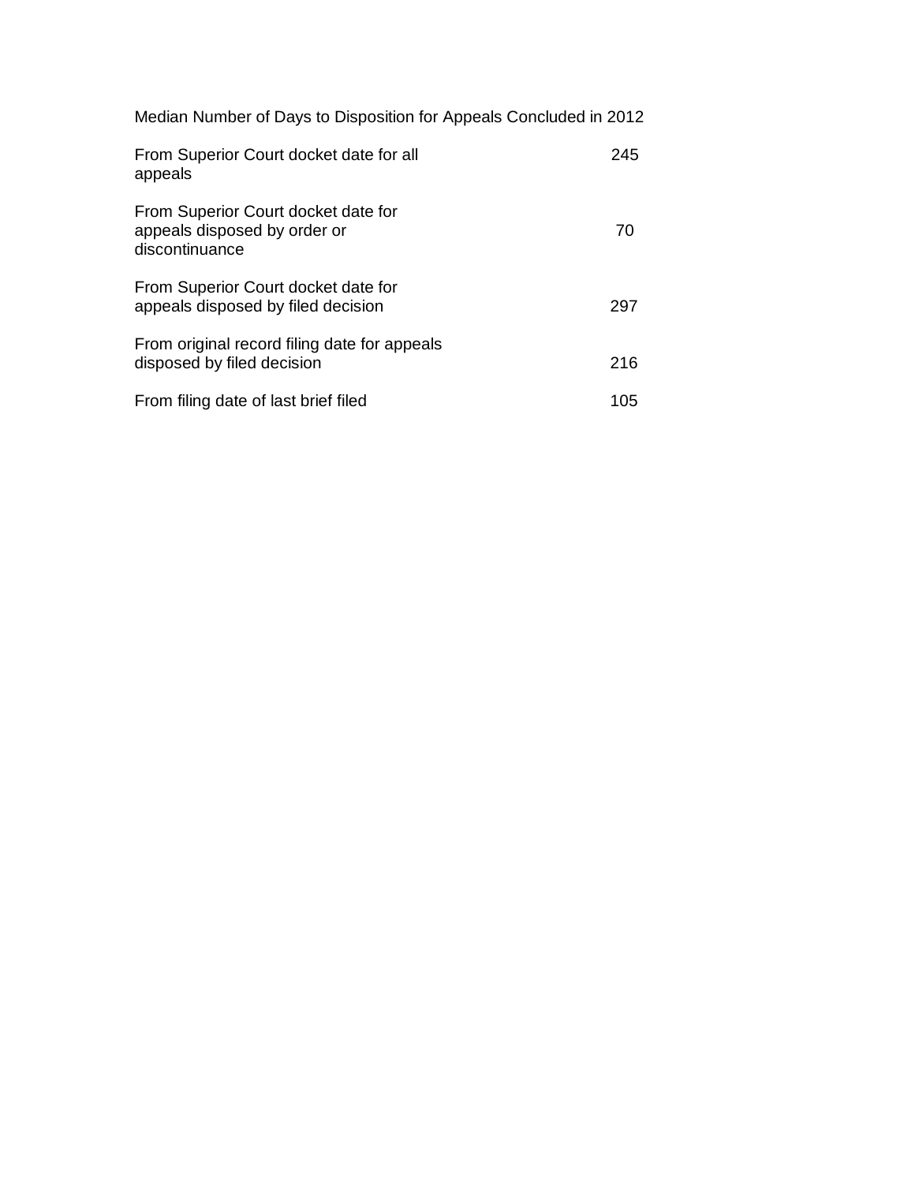Median Number of Days to Disposition for Appeals Concluded in 2012

| | |
|---|---|
| From Superior Court docket date for all appeals | 245 |
| From Superior Court docket date for appeals disposed by order or discontinuance | 70 |
| From Superior Court docket date for appeals disposed by filed decision | 297 |
| From original record filing date for appeals disposed by filed decision | 216 |
| From filing date of last brief filed | 105 |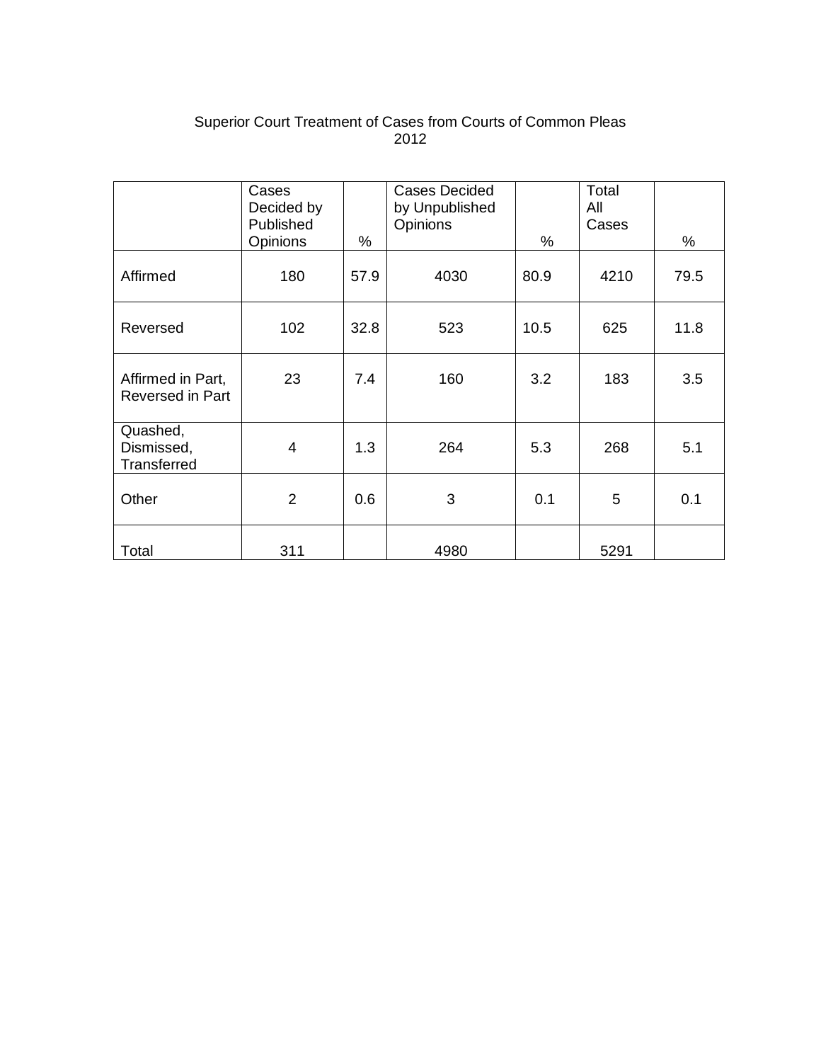Superior Court Treatment of Cases from Courts of Common Pleas
2012

| | Cases Decided by Published Opinions | % | Cases Decided by Unpublished Opinions | % | Total All Cases | % |
|---|---|---|---|---|---|---|
| Affirmed | 180 | 57.9 | 4030 | 80.9 | 4210 | 79.5 |
| Reversed | 102 | 32.8 | 523 | 10.5 | 625 | 11.8 |
| Affirmed in Part, Reversed in Part | 23 | 7.4 | 160 | 3.2 | 183 | 3.5 |
| Quashed, Dismissed, Transferred | 4 | 1.3 | 264 | 5.3 | 268 | 5.1 |
| Other | 2 | 0.6 | 3 | 0.1 | 5 | 0.1 |
| Total | 311 | | 4980 | | 5291 | |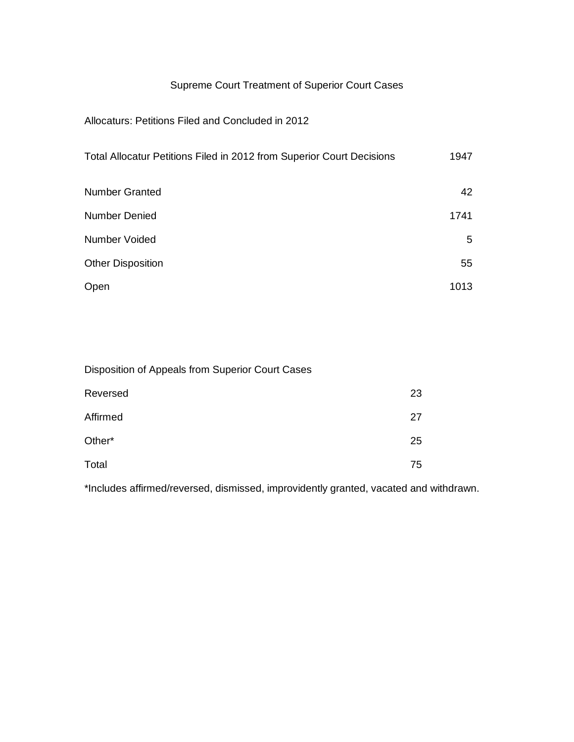# Supreme Court Treatment of Superior Court Cases

## Allocaturs: Petitions Filed and Concluded in 2012

| | |
|---|---|
| Total Allocatur Petitions Filed in 2012 from Superior Court Decisions | 1947 |
| Number Granted | 42 |
| Number Denied | 1741 |
| Number Voided | 5 |
| Other Disposition | 55 |
| Open | 1013 |

## Disposition of Appeals from Superior Court Cases

| | |
|---|---|
| Reversed | 23 |
| Affirmed | 27 |
| Other* | 25 |
| Total | 75 |

*Includes affirmed/reversed, dismissed, improvidently granted, vacated and withdrawn.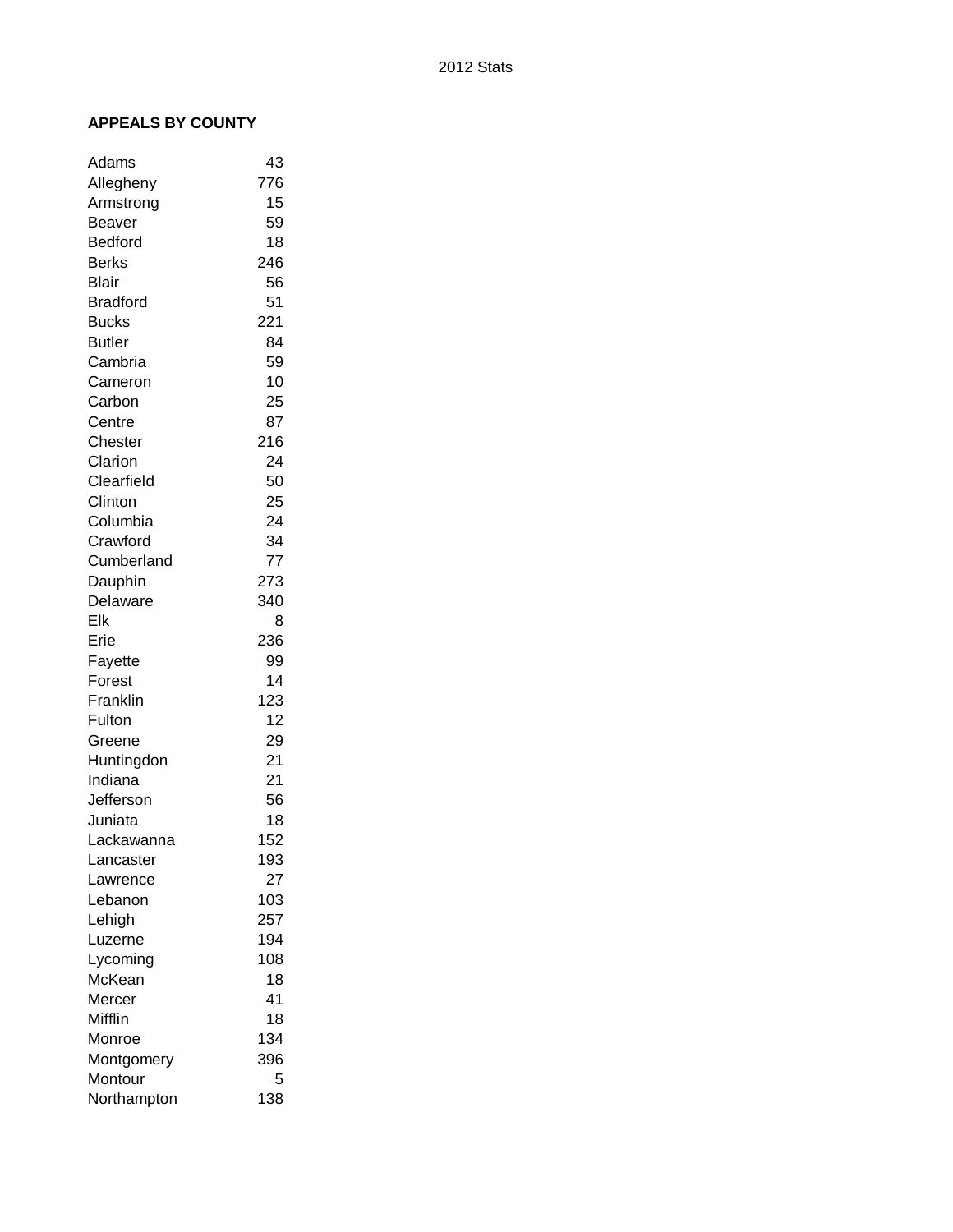2012 Stats

**APPEALS BY COUNTY**

| County | Appeals |
|---|---|
| Adams | 43 |
| Allegheny | 776 |
| Armstrong | 15 |
| Beaver | 59 |
| Bedford | 18 |
| Berks | 246 |
| Blair | 56 |
| Bradford | 51 |
| Bucks | 221 |
| Butler | 84 |
| Cambria | 59 |
| Cameron | 10 |
| Carbon | 25 |
| Centre | 87 |
| Chester | 216 |
| Clarion | 24 |
| Clearfield | 50 |
| Clinton | 25 |
| Columbia | 24 |
| Crawford | 34 |
| Cumberland | 77 |
| Dauphin | 273 |
| Delaware | 340 |
| Elk | 8 |
| Erie | 236 |
| Fayette | 99 |
| Forest | 14 |
| Franklin | 123 |
| Fulton | 12 |
| Greene | 29 |
| Huntingdon | 21 |
| Indiana | 21 |
| Jefferson | 56 |
| Juniata | 18 |
| Lackawanna | 152 |
| Lancaster | 193 |
| Lawrence | 27 |
| Lebanon | 103 |
| Lehigh | 257 |
| Luzerne | 194 |
| Lycoming | 108 |
| McKean | 18 |
| Mercer | 41 |
| Mifflin | 18 |
| Monroe | 134 |
| Montgomery | 396 |
| Montour | 5 |
| Northampton | 138 |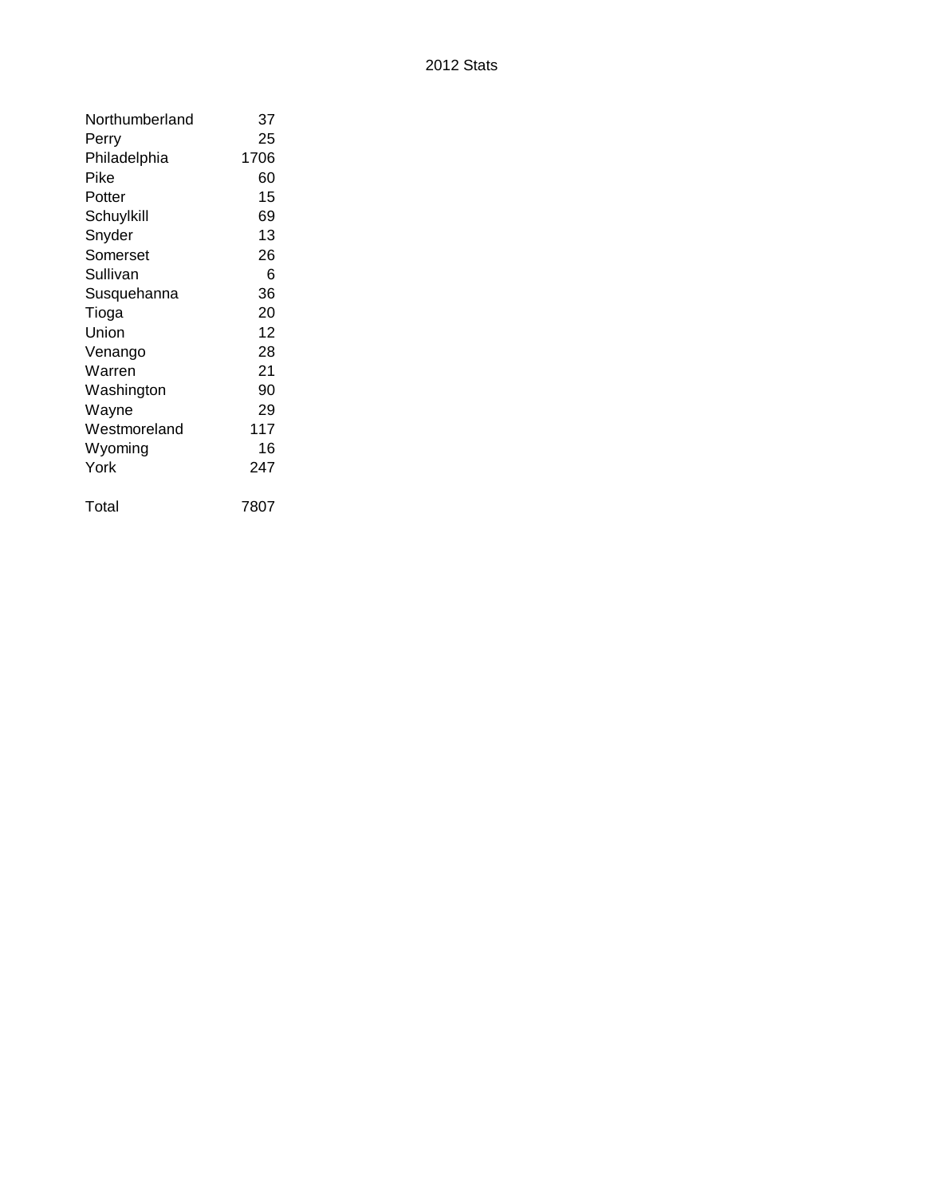2012 Stats

| | |
|---|---|
| Northumberland | 37 |
| Perry | 25 |
| Philadelphia | 1706 |
| Pike | 60 |
| Potter | 15 |
| Schuylkill | 69 |
| Snyder | 13 |
| Somerset | 26 |
| Sullivan | 6 |
| Susquehanna | 36 |
| Tioga | 20 |
| Union | 12 |
| Venango | 28 |
| Warren | 21 |
| Washington | 90 |
| Wayne | 29 |
| Westmoreland | 117 |
| Wyoming | 16 |
| York | 247 |
| | |
| Total | 7807 |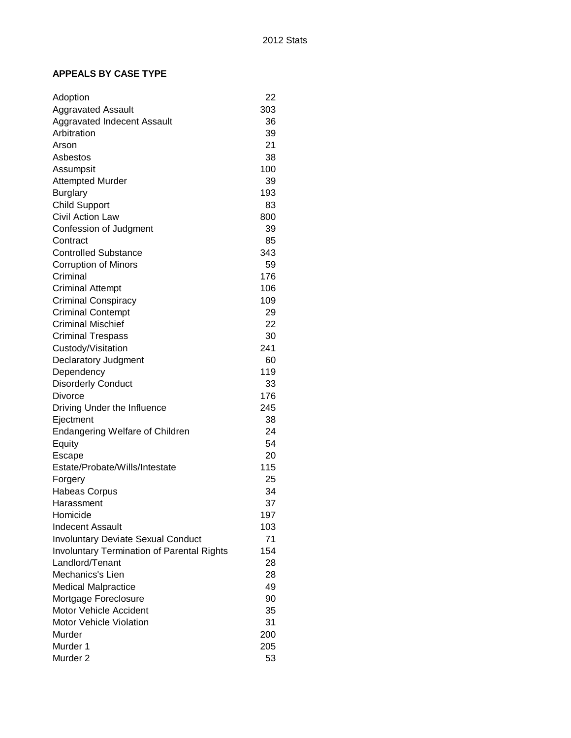2012 Stats

**APPEALS BY CASE TYPE**

| Case Type | Count |
|---|---|
| Adoption | 22 |
| Aggravated Assault | 303 |
| Aggravated Indecent Assault | 36 |
| Arbitration | 39 |
| Arson | 21 |
| Asbestos | 38 |
| Assumpsit | 100 |
| Attempted Murder | 39 |
| Burglary | 193 |
| Child Support | 83 |
| Civil Action Law | 800 |
| Confession of Judgment | 39 |
| Contract | 85 |
| Controlled Substance | 343 |
| Corruption of Minors | 59 |
| Criminal | 176 |
| Criminal Attempt | 106 |
| Criminal Conspiracy | 109 |
| Criminal Contempt | 29 |
| Criminal Mischief | 22 |
| Criminal Trespass | 30 |
| Custody/Visitation | 241 |
| Declaratory Judgment | 60 |
| Dependency | 119 |
| Disorderly Conduct | 33 |
| Divorce | 176 |
| Driving Under the Influence | 245 |
| Ejectment | 38 |
| Endangering Welfare of Children | 24 |
| Equity | 54 |
| Escape | 20 |
| Estate/Probate/Wills/Intestate | 115 |
| Forgery | 25 |
| Habeas Corpus | 34 |
| Harassment | 37 |
| Homicide | 197 |
| Indecent Assault | 103 |
| Involuntary Deviate Sexual Conduct | 71 |
| Involuntary Termination of Parental Rights | 154 |
| Landlord/Tenant | 28 |
| Mechanics's Lien | 28 |
| Medical Malpractice | 49 |
| Mortgage Foreclosure | 90 |
| Motor Vehicle Accident | 35 |
| Motor Vehicle Violation | 31 |
| Murder | 200 |
| Murder 1 | 205 |
| Murder 2 | 53 |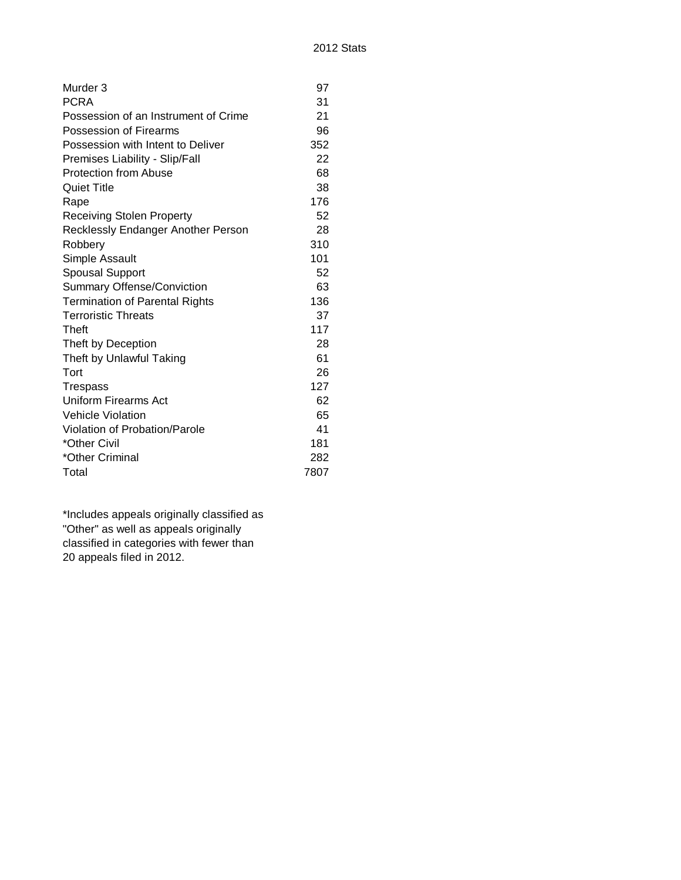2012 Stats

| | |
|---|---|
| Murder 3 | 97 |
| PCRA | 31 |
| Possession of an Instrument of Crime | 21 |
| Possession of Firearms | 96 |
| Possession with Intent to Deliver | 352 |
| Premises Liability - Slip/Fall | 22 |
| Protection from Abuse | 68 |
| Quiet Title | 38 |
| Rape | 176 |
| Receiving Stolen Property | 52 |
| Recklessly Endanger Another Person | 28 |
| Robbery | 310 |
| Simple Assault | 101 |
| Spousal Support | 52 |
| Summary Offense/Conviction | 63 |
| Termination of Parental Rights | 136 |
| Terroristic Threats | 37 |
| Theft | 117 |
| Theft by Deception | 28 |
| Theft by Unlawful Taking | 61 |
| Tort | 26 |
| Trespass | 127 |
| Uniform Firearms Act | 62 |
| Vehicle Violation | 65 |
| Violation of Probation/Parole | 41 |
| *Other Civil | 181 |
| *Other Criminal | 282 |
| Total | 7807 |

*Includes appeals originally classified as "Other" as well as appeals originally classified in categories with fewer than 20 appeals filed in 2012.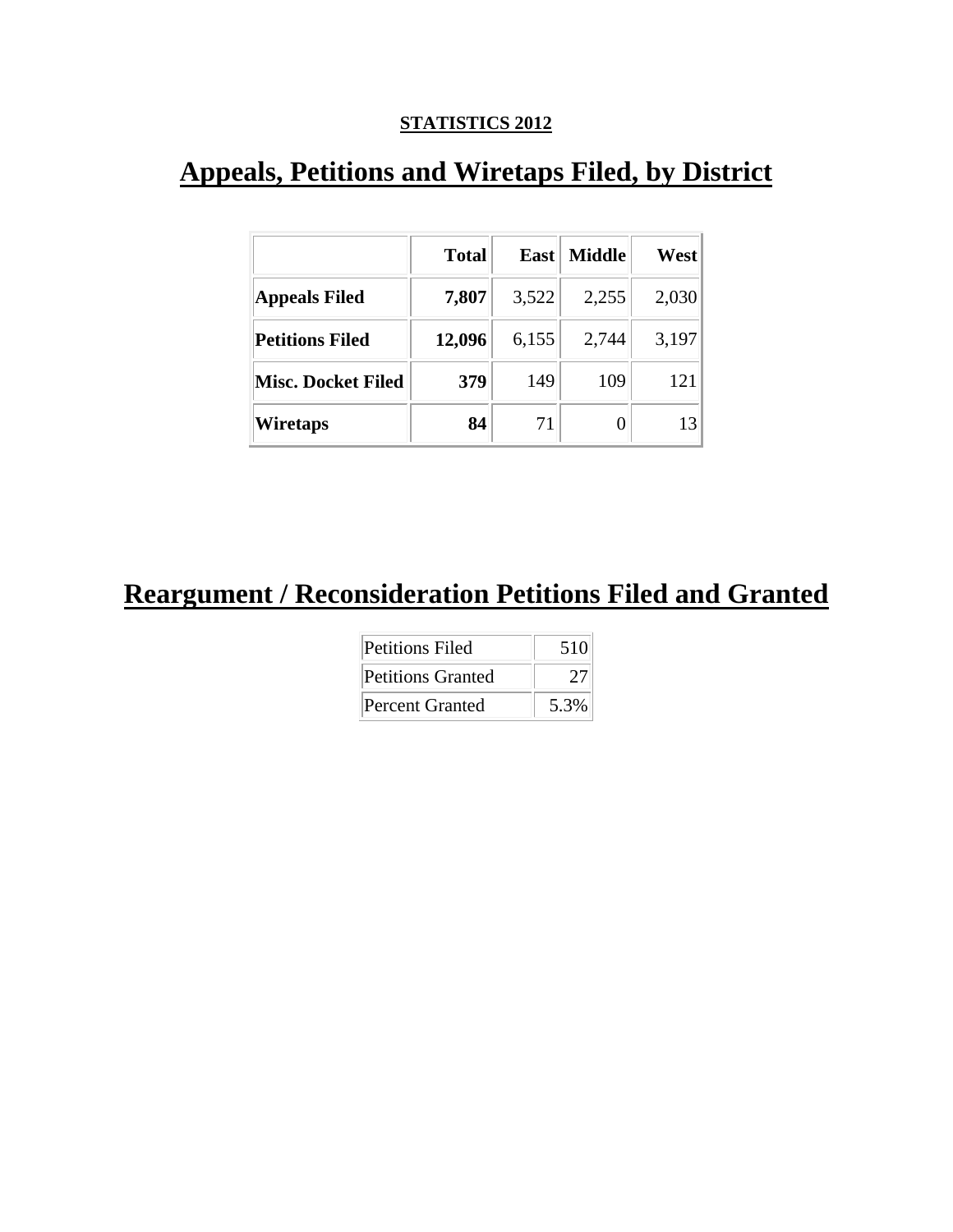**STATISTICS 2012**

# Appeals, Petitions and Wiretaps Filed, by District

| | Total | East | Middle | West |
|---|---|---|---|---|
| **Appeals Filed** | **7,807** | 3,522 | 2,255 | 2,030 |
| **Petitions Filed** | **12,096** | 6,155 | 2,744 | 3,197 |
| **Misc. Docket Filed** | **379** | 149 | 109 | 121 |
| **Wiretaps** | **84** | 71 | 0 | 13 |

# Reargument / Reconsideration Petitions Filed and Granted

| | |
|---|---|
| Petitions Filed | 510 |
| Petitions Granted | 27 |
| Percent Granted | 5.3% |